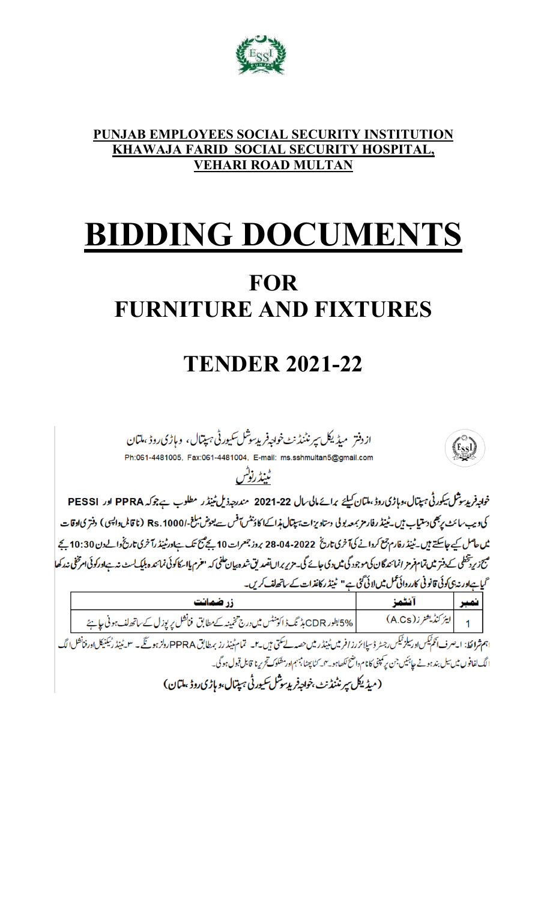**PUNJAB EMPLOYEES SOCIAL SECURITY INSTITUTION**
**KHAWAJA FARID SOCIAL SECURITY HOSPITAL,**
**VEHARI ROAD MULTAN**

# BIDDING DOCUMENTS

## FOR
## FURNITURE AND FIXTURES

## TENDER 2021-22

از دفتر میڈیکل سپرنٹنڈنٹ خواجہ فرید سوشل سیکورٹی ہسپتال، وہاڑی روڈ، ملتان

Ph:061-4481005, Fax:061-4481004, E-mail: ms.sshmultan5@gmail.com

ٹینڈر نوٹس

خواجہ فرید سوشل سیکورٹی ہسپتال، وہاڑی روڈ، ملتان کیلئے برائے مالی سال 22-2021 مندرجہ ذیل ٹینڈر مطلوب ہے جو کہ PPRA اور PESSI کی ویب سائٹ پر بھی دستیاب ہیں۔ ٹینڈر فارمز بمعہ بولی دستاویزات ہسپتال ہذا کے اکاؤنٹس آفس سے بعوض مبلغ -/Rs.1000 (ناقابل واپسی) دفتری اوقات میں حاصل کیے جاسکتے ہیں۔ ٹینڈر فارم جمع کروانے کی آخری تاریخ 28-04-2022 بروز جمعرات 10 بجے صبح تک ہے اور ٹینڈر آخری تاریخ والے دن 10:30 بجے صبح زیر دستخطی کے دفتر میں تمام فرمز / نمائندگان کی موجودگی میں دی جائے گی۔ مزید براں تصدیق شدہ بیان حلفی کہ "فرم یا اس کا کوئی نمائندہ بلیک لسٹ نہ ہے اور کوئی امر مخفی نہ رکھا گیا ہے اور نہ ہی کوئی قانونی کارروائی عمل میں لائی گئی ہے" ٹینڈر کاغذات کے ساتھ لف کریں۔

| نمبر | آئٹمز | زر ضمانت |
|---|---|---|
| 1 | ایئر کنڈیشنرز (A.Cs) | 5% بطور CDR بڈنگ ڈاکومنٹس میں درج تخمینہ کے مطابق فنانشل پرپوزل کے ساتھ لف ہونی چاہئے |

اہم شرائط: ۱۔ صرف انکم ٹیکس اور سیلز ٹیکس رجسٹرڈ سپلائرز / فرمیں ٹینڈر میں حصہ لے سکتی ہیں۔ ۲۔ تمام ٹینڈرز بمطابق PPRA رولز ہونگے۔ ۳۔ ٹینڈر ٹیکنیکل اور فنانشل الگ الگ لفافوں میں سیل بند ہونے چاہئیں جن پر کمپنی کا نام واضح لکھا ہو۔ ۴۔ کٹا پھٹا، مبہم اور مشکوک تحریر نا قابل قبول ہوگی۔

**(میڈیکل سپرنٹنڈنٹ، خواجہ فرید سوشل سیکورٹی ہسپتال، وہاڑی روڈ، ملتان)**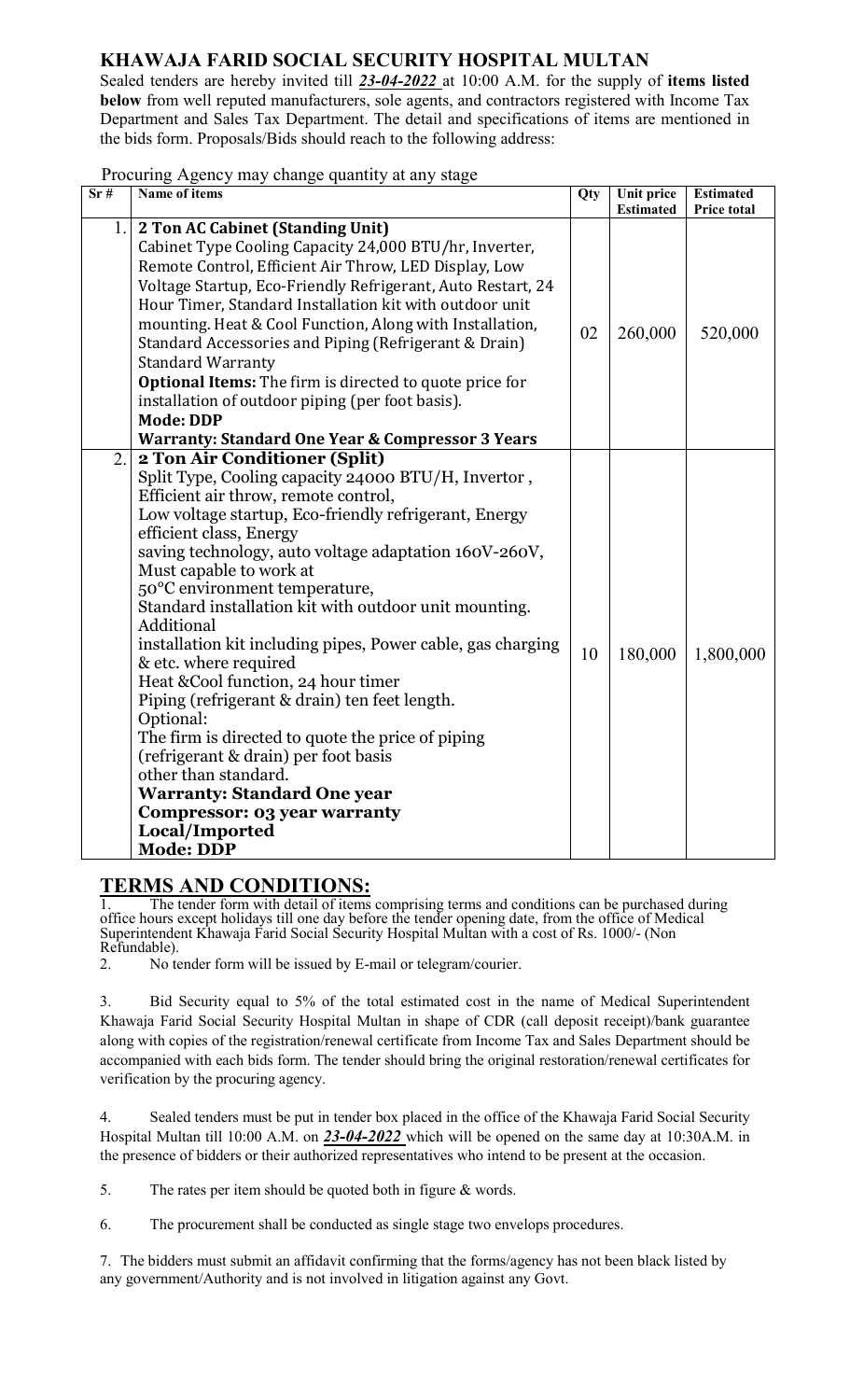## KHAWAJA FARID SOCIAL SECURITY HOSPITAL MULTAN

Sealed tenders are hereby invited till ***23-04-2022*** at 10:00 A.M. for the supply of **items listed below** from well reputed manufacturers, sole agents, and contractors registered with Income Tax Department and Sales Tax Department. The detail and specifications of items are mentioned in the bids form. Proposals/Bids should reach to the following address:

Procuring Agency may change quantity at any stage

| Sr # | Name of items | Qty | Unit price Estimated | Estimated Price total |
|---|---|---|---|---|
| 1. | **2 Ton AC Cabinet (Standing Unit)**<br>Cabinet Type Cooling Capacity 24,000 BTU/hr, Inverter, Remote Control, Efficient Air Throw, LED Display, Low Voltage Startup, Eco-Friendly Refrigerant, Auto Restart, 24 Hour Timer, Standard Installation kit with outdoor unit mounting. Heat & Cool Function, Along with Installation, Standard Accessories and Piping (Refrigerant & Drain) Standard Warranty<br>**Optional Items:** The firm is directed to quote price for installation of outdoor piping (per foot basis).<br>**Mode: DDP**<br>**Warranty: Standard One Year & Compressor 3 Years** | 02 | 260,000 | 520,000 |
| 2. | **2 Ton Air Conditioner (Split)**<br>Split Type, Cooling capacity 24000 BTU/H, Invertor , Efficient air throw, remote control,<br>Low voltage startup, Eco-friendly refrigerant, Energy efficient class, Energy saving technology, auto voltage adaptation 160V-260V, Must capable to work at 50°C environment temperature,<br>Standard installation kit with outdoor unit mounting.<br>Additional installation kit including pipes, Power cable, gas charging & etc. where required<br>Heat &Cool function, 24 hour timer<br>Piping (refrigerant & drain) ten feet length.<br>Optional:<br>The firm is directed to quote the price of piping (refrigerant & drain) per foot basis other than standard.<br>**Warranty: Standard One year**<br>**Compressor: 03 year warranty**<br>**Local/Imported**<br>**Mode: DDP** | 10 | 180,000 | 1,800,000 |

## TERMS AND CONDITIONS:

1. The tender form with detail of items comprising terms and conditions can be purchased during office hours except holidays till one day before the tender opening date, from the office of Medical Superintendent Khawaja Farid Social Security Hospital Multan with a cost of Rs. 1000/- (Non Refundable).

2. No tender form will be issued by E-mail or telegram/courier.

3. Bid Security equal to 5% of the total estimated cost in the name of Medical Superintendent Khawaja Farid Social Security Hospital Multan in shape of CDR (call deposit receipt)/bank guarantee along with copies of the registration/renewal certificate from Income Tax and Sales Department should be accompanied with each bids form. The tender should bring the original restoration/renewal certificates for verification by the procuring agency.

4. Sealed tenders must be put in tender box placed in the office of the Khawaja Farid Social Security Hospital Multan till 10:00 A.M. on ***23-04-2022*** which will be opened on the same day at 10:30A.M. in the presence of bidders or their authorized representatives who intend to be present at the occasion.

5. The rates per item should be quoted both in figure & words.

6. The procurement shall be conducted as single stage two envelops procedures.

7. The bidders must submit an affidavit confirming that the forms/agency has not been black listed by any government/Authority and is not involved in litigation against any Govt.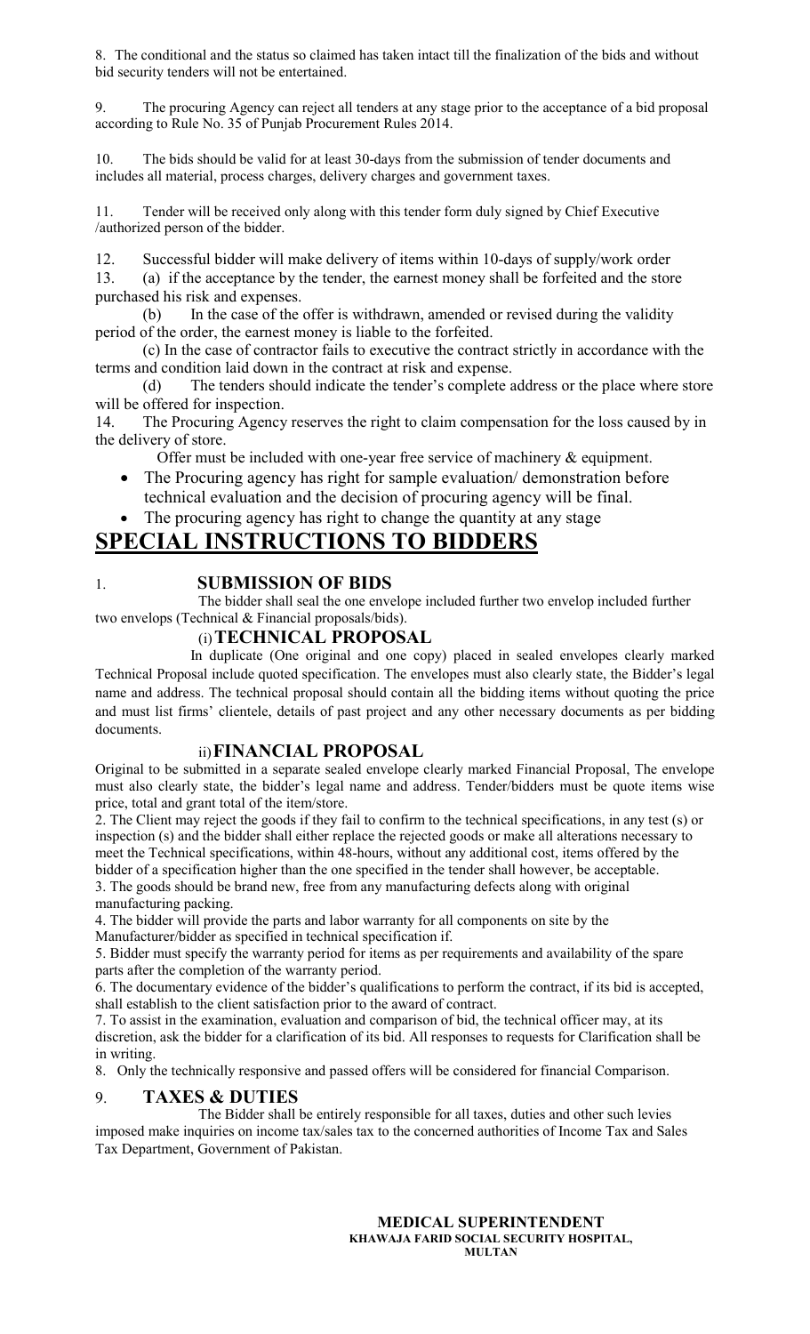8. The conditional and the status so claimed has taken intact till the finalization of the bids and without bid security tenders will not be entertained.

9. The procuring Agency can reject all tenders at any stage prior to the acceptance of a bid proposal according to Rule No. 35 of Punjab Procurement Rules 2014.

10. The bids should be valid for at least 30-days from the submission of tender documents and includes all material, process charges, delivery charges and government taxes.

11. Tender will be received only along with this tender form duly signed by Chief Executive /authorized person of the bidder.

12. Successful bidder will make delivery of items within 10-days of supply/work order

13. (a) if the acceptance by the tender, the earnest money shall be forfeited and the store purchased his risk and expenses.

(b) In the case of the offer is withdrawn, amended or revised during the validity period of the order, the earnest money is liable to the forfeited.

(c) In the case of contractor fails to executive the contract strictly in accordance with the terms and condition laid down in the contract at risk and expense.

(d) The tenders should indicate the tender's complete address or the place where store will be offered for inspection.

14. The Procuring Agency reserves the right to claim compensation for the loss caused by in the delivery of store.

Offer must be included with one-year free service of machinery & equipment.

- The Procuring agency has right for sample evaluation/ demonstration before technical evaluation and the decision of procuring agency will be final.
- The procuring agency has right to change the quantity at any stage

# SPECIAL INSTRUCTIONS TO BIDDERS

1. **SUBMISSION OF BIDS**

The bidder shall seal the one envelope included further two envelop included further two envelops (Technical & Financial proposals/bids).

### (i) TECHNICAL PROPOSAL

In duplicate (One original and one copy) placed in sealed envelopes clearly marked Technical Proposal include quoted specification. The envelopes must also clearly state, the Bidder's legal name and address. The technical proposal should contain all the bidding items without quoting the price and must list firms' clientele, details of past project and any other necessary documents as per bidding documents.

### ii) FINANCIAL PROPOSAL

Original to be submitted in a separate sealed envelope clearly marked Financial Proposal, The envelope must also clearly state, the bidder's legal name and address. Tender/bidders must be quote items wise price, total and grant total of the item/store.

2. The Client may reject the goods if they fail to confirm to the technical specifications, in any test (s) or inspection (s) and the bidder shall either replace the rejected goods or make all alterations necessary to meet the Technical specifications, within 48-hours, without any additional cost, items offered by the bidder of a specification higher than the one specified in the tender shall however, be acceptable.

3. The goods should be brand new, free from any manufacturing defects along with original manufacturing packing.

4. The bidder will provide the parts and labor warranty for all components on site by the Manufacturer/bidder as specified in technical specification if.

5. Bidder must specify the warranty period for items as per requirements and availability of the spare parts after the completion of the warranty period.

6. The documentary evidence of the bidder's qualifications to perform the contract, if its bid is accepted, shall establish to the client satisfaction prior to the award of contract.

7. To assist in the examination, evaluation and comparison of bid, the technical officer may, at its discretion, ask the bidder for a clarification of its bid. All responses to requests for Clarification shall be in writing.

8. Only the technically responsive and passed offers will be considered for financial Comparison.

9. **TAXES & DUTIES**

The Bidder shall be entirely responsible for all taxes, duties and other such levies imposed make inquiries on income tax/sales tax to the concerned authorities of Income Tax and Sales Tax Department, Government of Pakistan.

**MEDICAL SUPERINTENDENT**
**KHAWAJA FARID SOCIAL SECURITY HOSPITAL,**
**MULTAN**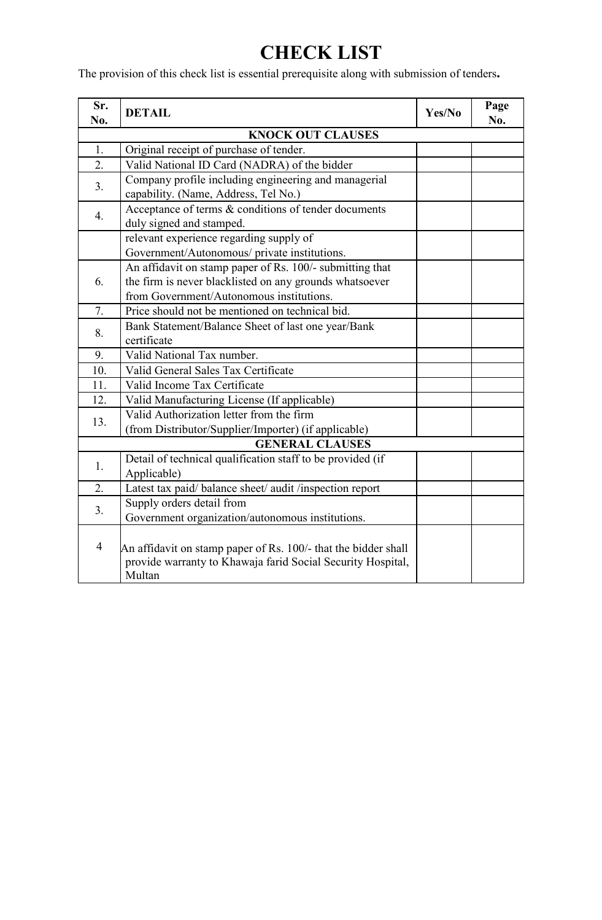# CHECK LIST

The provision of this check list is essential prerequisite along with submission of tenders**.**

| Sr. No. | DETAIL | Yes/No | Page No. |
|---|---|---|---|
| | **KNOCK OUT CLAUSES** | | |
| 1. | Original receipt of purchase of tender. | | |
| 2. | Valid National ID Card (NADRA) of the bidder | | |
| 3. | Company profile including engineering and managerial capability. (Name, Address, Tel No.) | | |
| 4. | Acceptance of terms & conditions of tender documents duly signed and stamped. | | |
| | relevant experience regarding supply of Government/Autonomous/ private institutions. | | |
| 6. | An affidavit on stamp paper of Rs. 100/- submitting that the firm is never blacklisted on any grounds whatsoever from Government/Autonomous institutions. | | |
| 7. | Price should not be mentioned on technical bid. | | |
| 8. | Bank Statement/Balance Sheet of last one year/Bank certificate | | |
| 9. | Valid National Tax number. | | |
| 10. | Valid General Sales Tax Certificate | | |
| 11. | Valid Income Tax Certificate | | |
| 12. | Valid Manufacturing License (If applicable) | | |
| 13. | Valid Authorization letter from the firm (from Distributor/Supplier/Importer) (if applicable) | | |
| | **GENERAL CLAUSES** | | |
| 1. | Detail of technical qualification staff to be provided (if Applicable) | | |
| 2. | Latest tax paid/ balance sheet/ audit /inspection report | | |
| 3. | Supply orders detail from Government organization/autonomous institutions. | | |
| 4 | An affidavit on stamp paper of Rs. 100/- that the bidder shall provide warranty to Khawaja farid Social Security Hospital, Multan | | |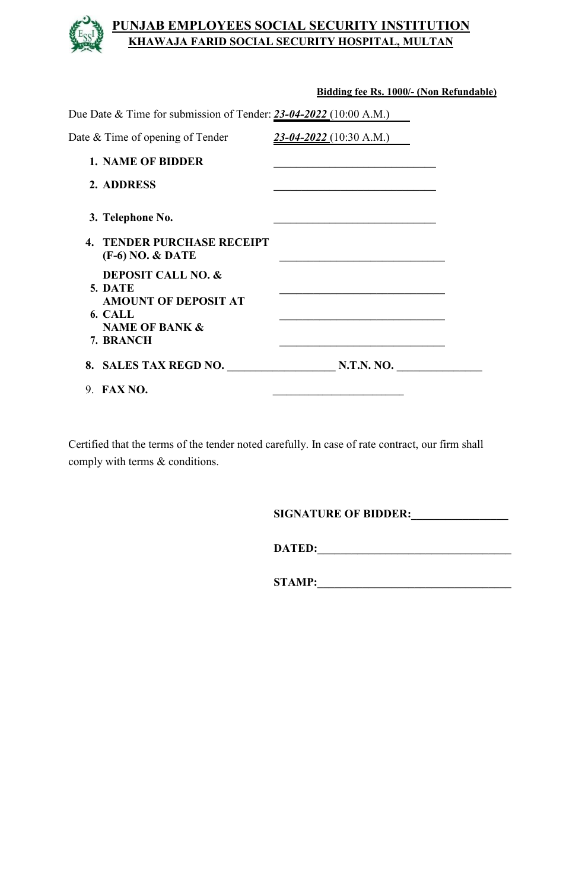# PUNJAB EMPLOYEES SOCIAL SECURITY INSTITUTION
## KHAWAJA FARID SOCIAL SECURITY HOSPITAL, MULTAN

**Bidding fee Rs. 1000/- (Non Refundable)**

Due Date & Time for submission of Tender: ***23-04-2022*** (10:00 A.M.)

Date & Time of opening of Tender ***23-04-2022*** (10:30 A.M.)

1. **NAME OF BIDDER** ____________________________
2. **ADDRESS** ____________________________
3. **Telephone No.** ____________________________
4. **TENDER PURCHASE RECEIPT (F-6) NO. & DATE** ____________________________
5. **DEPOSIT CALL NO. & DATE** ____________________________
6. **AMOUNT OF DEPOSIT AT CALL** ____________________________
7. **NAME OF BANK & BRANCH** ____________________________
8. **SALES TAX REGD NO.** ___________________ **N.T.N. NO.** _______________
9. **FAX NO.** ________________________

Certified that the terms of the tender noted carefully. In case of rate contract, our firm shall comply with terms & conditions.

**SIGNATURE OF BIDDER:**_________________

**DATED:**__________________________________

**STAMP:**__________________________________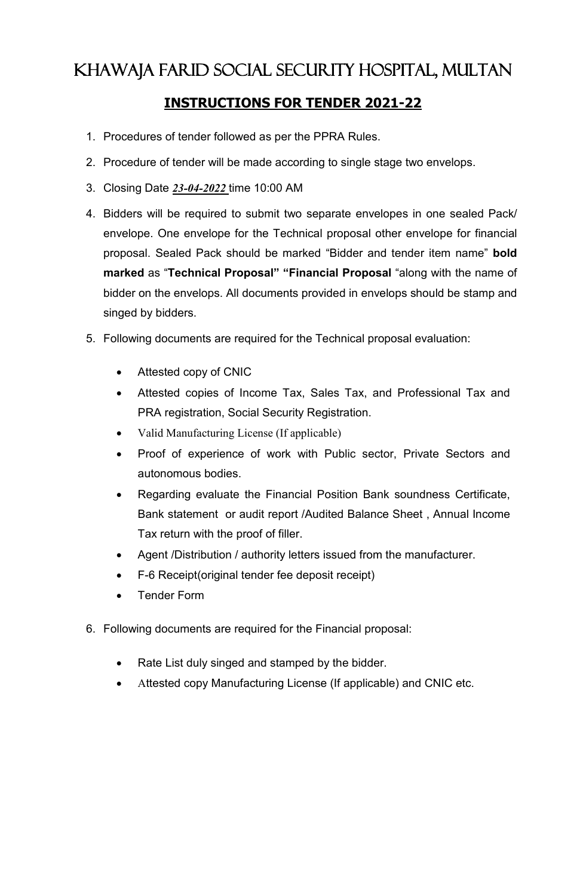# KHAWAJA FARID SOCIAL SECURITY HOSPITAL, MULTAN

## INSTRUCTIONS FOR TENDER 2021-22

1. Procedures of tender followed as per the PPRA Rules.
2. Procedure of tender will be made according to single stage two envelops.
3. Closing Date ***23-04-2022*** time 10:00 AM
4. Bidders will be required to submit two separate envelopes in one sealed Pack/ envelope. One envelope for the Technical proposal other envelope for financial proposal. Sealed Pack should be marked "Bidder and tender item name" **bold marked** as "**Technical Proposal" "Financial Proposal** "along with the name of bidder on the envelops. All documents provided in envelops should be stamp and singed by bidders.
5. Following documents are required for the Technical proposal evaluation:
   - Attested copy of CNIC
   - Attested copies of Income Tax, Sales Tax, and Professional Tax and PRA registration, Social Security Registration.
   - Valid Manufacturing License (If applicable)
   - Proof of experience of work with Public sector, Private Sectors and autonomous bodies.
   - Regarding evaluate the Financial Position Bank soundness Certificate, Bank statement or audit report /Audited Balance Sheet , Annual Income Tax return with the proof of filler.
   - Agent /Distribution / authority letters issued from the manufacturer.
   - F-6 Receipt(original tender fee deposit receipt)
   - Tender Form
6. Following documents are required for the Financial proposal:
   - Rate List duly singed and stamped by the bidder.
   - Attested copy Manufacturing License (If applicable) and CNIC etc.